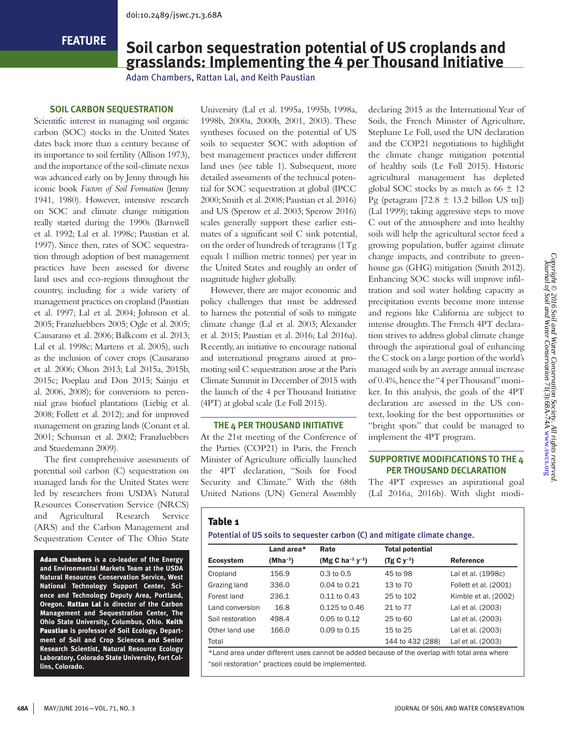FEATURE

# Soil carbon sequestration potential of US croplands and grasslands: Implementing the 4 per Thousand Initiative

Adam Chambers, Rattan Lal, and Keith Paustian

**Adam Chambers is a co-leader of the Energy and Environmental Markets Team at the USDA Natural Resources Conservation Service, West National Technology Support Center, Science and Technology Deputy Area, Portland, Oregon. Rattan Lal is director of the Carbon Management and Sequestration Center, The Ohio State University, Columbus, Ohio. Keith Paustian is professor of Soil Ecology, Department of Soil and Crop Sciences and Senior Research Scientist, Natural Resource Ecology Laboratory, Colorado State University, Fort Collins, Colorado.**

## SOIL CARBON SEQUESTRATION

Scientific interest in managing soil organic carbon (SOC) stocks in the United States dates back more than a century because of its importance to soil fertility (Allison 1973), and the importance of the soil-climate nexus was advanced early on by Jenny through his iconic book *Factors of Soil Formation* (Jenny 1941, 1980). However, intensive research on SOC and climate change mitigation really started during the 1990s (Barnwell et al. 1992; Lal et al. 1998c; Paustian et al. 1997). Since then, rates of SOC sequestration through adoption of best management practices have been assessed for diverse land uses and eco-regions throughout the country, including for a wide variety of management practices on cropland (Paustian et al. 1997; Lal et al. 2004; Johnson et al. 2005; Franzluebbers 2005; Ogle et al. 2005; Causarano et al. 2006; Balkcom et al. 2013; Lal et al. 1998c; Martens et al. 2005), such as the inclusion of cover crops (Causarano et al. 2006; Olson 2013; Lal 2015a, 2015b, 2015c; Poeplau and Don 2015; Sainju et al. 2006, 2008); for conversions to perennial grass biofuel plantations (Liebig et al. 2008; Follett et al. 2012); and for improved management on grazing lands (Conant et al. 2001; Schuman et al. 2002; Franzluebbers and Stuedemann 2009).

The first comprehensive assessments of potential soil carbon (C) sequestration on managed lands for the United States were led by researchers from USDA's Natural Resources Conservation Service (NRCS) and Agricultural Research Service (ARS) and the Carbon Management and Sequestration Center of The Ohio State University (Lal et al. 1995a, 1995b, 1998a, 1998b, 2000a, 2000b, 2001, 2003). These syntheses focused on the potential of US soils to sequester SOC with adoption of best management practices under different land uses (see table 1). Subsequent, more detailed assessments of the technical potential for SOC sequestration at global (IPCC 2000; Smith et al. 2008; Paustian et al. 2016) and US (Sperow et al. 2003; Sperow 2016) scales generally support these earlier estimates of a significant soil C sink potential, on the order of hundreds of teragrams (1 Tg equals 1 million metric tonnes) per year in the United States and roughly an order of magnitude higher globally.

However, there are major economic and policy challenges that must be addressed to harness the potential of soils to mitigate climate change (Lal et al. 2003; Alexander et al. 2015; Paustian et al. 2016; Lal 2016a). Recently, an initiative to encourage national and international programs aimed at promoting soil C sequestration arose at the Paris Climate Summit in December of 2015 with the launch of the 4 per Thousand Initiative (4PT) at global scale (Le Foll 2015).

## THE 4 PER THOUSAND INITIATIVE

At the 21st meeting of the Conference of the Parties (COP21) in Paris, the French Minister of Agriculture officially launched the 4PT declaration, "Soils for Food Security and Climate." With the 68th United Nations (UN) General Assembly declaring 2015 as the International Year of Soils, the French Minister of Agriculture, Stephane Le Foll, used the UN declaration and the COP21 negotiations to highlight the climate change mitigation potential of healthy soils (Le Foll 2015). Historic agricultural management has depleted global SOC stocks by as much as 66 ± 12 Pg (petagram [72.8 ± 13.2 billon US tn]) (Lal 1999); taking aggressive steps to move C out of the atmosphere and into healthy soils will help the agricultural sector feed a growing population, buffer against climate change impacts, and contribute to greenhouse gas (GHG) mitigation (Smith 2012). Enhancing SOC stocks will improve infiltration and soil water holding capacity as precipitation events become more intense and regions like California are subject to intense droughts. The French 4PT declaration strives to address global climate change through the aspirational goal of enhancing the C stock on a large portion of the world's managed soils by an average annual increase of 0.4%, hence the "4 per Thousand" moniker. In this analysis, the goals of the 4PT declaration are assessed in the US context, looking for the best opportunities or "bright spots" that could be managed to implement the 4PT program.

## SUPPORTIVE MODIFICATIONS TO THE 4 PER THOUSAND DECLARATION

The 4PT expresses an aspirational goal (Lal 2016a, 2016b). With slight modi-

**Table 1**

Potential of US soils to sequester carbon (C) and mitigate climate change.

| Ecosystem | Land area* ($Mha^{-1}$) | Rate ($Mg\ C\ ha^{-1}\ y^{-1}$) | Total potential ($Tg\ C\ y^{-1}$) | Reference |
|---|---|---|---|---|
| Cropland | 156.9 | 0.3 to 0.5 | 45 to 98 | Lal et al. (1998c) |
| Grazing land | 336.0 | 0.04 to 0.21 | 13 to 70 | Follett et al. (2001) |
| Forest land | 236.1 | 0.11 to 0.43 | 25 to 102 | Kimble et al. (2002) |
| Land conversion | 16.8 | 0.125 to 0.46 | 21 to 77 | Lal et al. (2003) |
| Soil restoration | 498.4 | 0.05 to 0.12 | 25 to 60 | Lal et al. (2003) |
| Other land use | 166.0 | 0.09 to 0.15 | 15 to 25 | Lal et al. (2003) |
| Total | | | 144 to 432 (288) | Lal et al. (2003) |

*Land area under different uses cannot be added because of the overlap with total area where "soil restoration" practices could be implemented.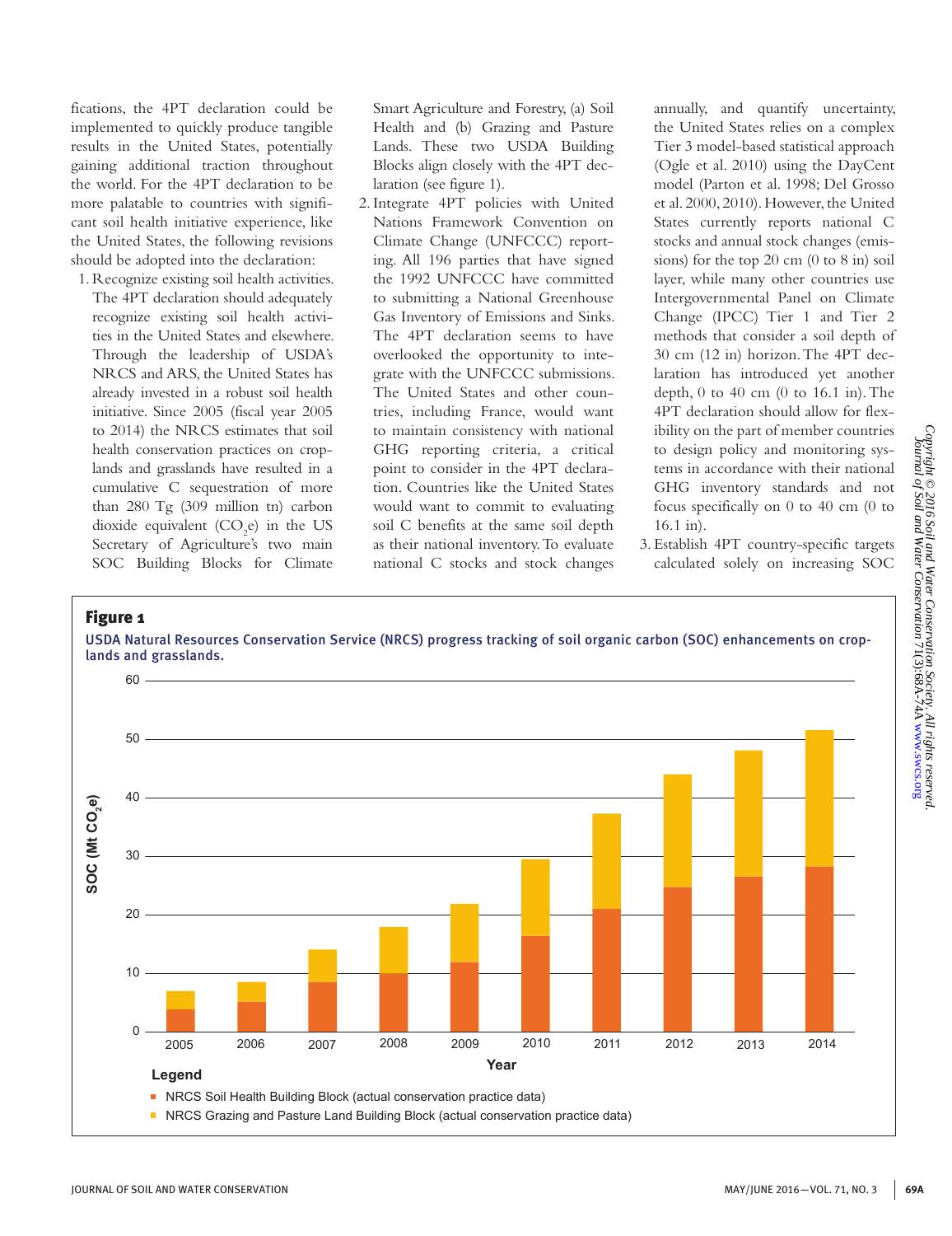fications, the 4PT declaration could be implemented to quickly produce tangible results in the United States, potentially gaining additional traction throughout the world. For the 4PT declaration to be more palatable to countries with significant soil health initiative experience, like the United States, the following revisions should be adopted into the declaration:

1. Recognize existing soil health activities. The 4PT declaration should adequately recognize existing soil health activities in the United States and elsewhere. Through the leadership of USDA's NRCS and ARS, the United States has already invested in a robust soil health initiative. Since 2005 (fiscal year 2005 to 2014) the NRCS estimates that soil health conservation practices on croplands and grasslands have resulted in a cumulative C sequestration of more than 280 Tg (309 million tn) carbon dioxide equivalent ($CO_2e$) in the US Secretary of Agriculture's two main SOC Building Blocks for Climate Smart Agriculture and Forestry, (a) Soil Health and (b) Grazing and Pasture Lands. These two USDA Building Blocks align closely with the 4PT declaration (see figure 1).
2. Integrate 4PT policies with United Nations Framework Convention on Climate Change (UNFCCC) reporting. All 196 parties that have signed the 1992 UNFCCC have committed to submitting a National Greenhouse Gas Inventory of Emissions and Sinks. The 4PT declaration seems to have overlooked the opportunity to integrate with the UNFCCC submissions. The United States and other countries, including France, would want to maintain consistency with national GHG reporting criteria, a critical point to consider in the 4PT declaration. Countries like the United States would want to commit to evaluating soil C benefits at the same soil depth as their national inventory. To evaluate national C stocks and stock changes annually, and quantify uncertainty, the United States relies on a complex Tier 3 model-based statistical approach (Ogle et al. 2010) using the DayCent model (Parton et al. 1998; Del Grosso et al. 2000, 2010). However, the United States currently reports national C stocks and annual stock changes (emissions) for the top 20 cm (0 to 8 in) soil layer, while many other countries use Intergovernmental Panel on Climate Change (IPCC) Tier 1 and Tier 2 methods that consider a soil depth of 30 cm (12 in) horizon. The 4PT declaration has introduced yet another depth, 0 to 40 cm (0 to 16.1 in). The 4PT declaration should allow for flexibility on the part of member countries to design policy and monitoring systems in accordance with their national GHG inventory standards and not focus specifically on 0 to 40 cm (0 to 16.1 in).
3. Establish 4PT country-specific targets calculated solely on increasing SOC

**Figure 1**

USDA Natural Resources Conservation Service (NRCS) progress tracking of soil organic carbon (SOC) enhancements on croplands and grasslands.

| Year | NRCS Soil Health Building Block (actual conservation practice data) (Mt $CO_2e$, approx.) | NRCS Grazing and Pasture Land Building Block (actual conservation practice data) (Mt $CO_2e$, approx. cumulative top) |
|---|---|---|
| 2005 | ~4 | ~7 |
| 2006 | ~5 | ~8.5 |
| 2007 | ~8.5 | ~14 |
| 2008 | ~10 | ~18 |
| 2009 | ~12 | ~22 |
| 2010 | ~16.5 | ~29.5 |
| 2011 | ~21 | ~37.5 |
| 2012 | ~25 | ~44 |
| 2013 | ~26.5 | ~48 |
| 2014 | ~28 | ~51.5 |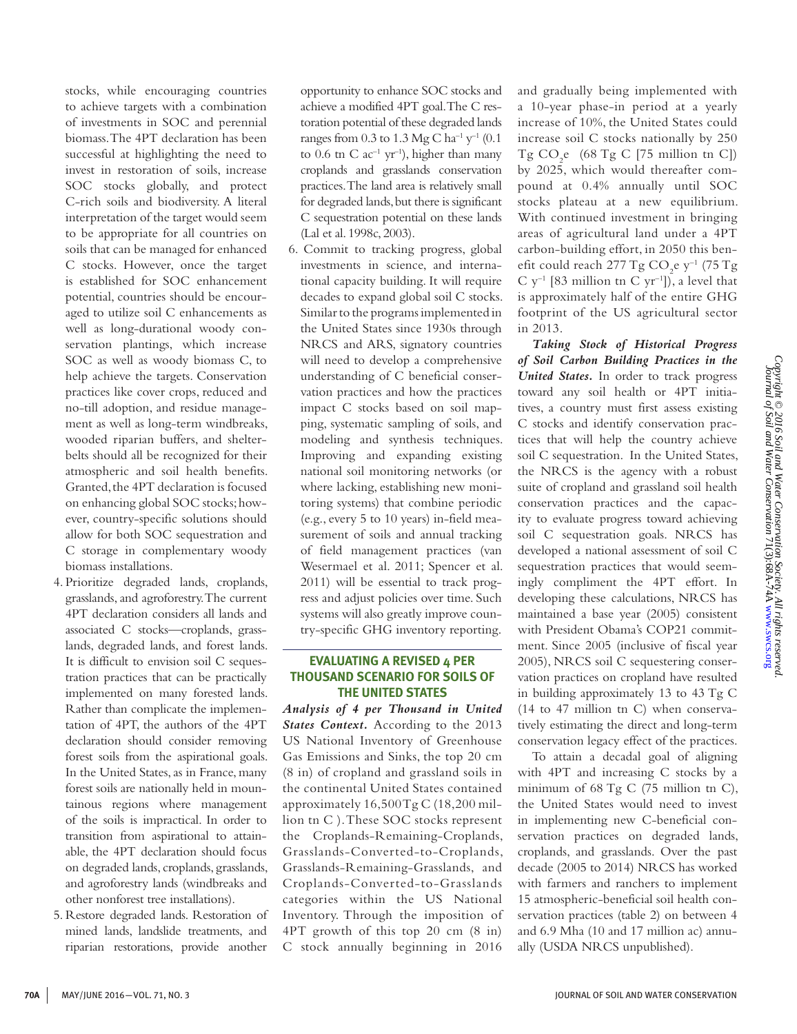stocks, while encouraging countries to achieve targets with a combination of investments in SOC and perennial biomass. The 4PT declaration has been successful at highlighting the need to invest in restoration of soils, increase SOC stocks globally, and protect C-rich soils and biodiversity. A literal interpretation of the target would seem to be appropriate for all countries on soils that can be managed for enhanced C stocks. However, once the target is established for SOC enhancement potential, countries should be encouraged to utilize soil C enhancements as well as long-durational woody conservation plantings, which increase SOC as well as woody biomass C, to help achieve the targets. Conservation practices like cover crops, reduced and no-till adoption, and residue management as well as long-term windbreaks, wooded riparian buffers, and shelterbelts should all be recognized for their atmospheric and soil health benefits. Granted, the 4PT declaration is focused on enhancing global SOC stocks; however, country-specific solutions should allow for both SOC sequestration and C storage in complementary woody biomass installations.

4. Prioritize degraded lands, croplands, grasslands, and agroforestry. The current 4PT declaration considers all lands and associated C stocks—croplands, grasslands, degraded lands, and forest lands. It is difficult to envision soil C sequestration practices that can be practically implemented on many forested lands. Rather than complicate the implementation of 4PT, the authors of the 4PT declaration should consider removing forest soils from the aspirational goals. In the United States, as in France, many forest soils are nationally held in mountainous regions where management of the soils is impractical. In order to transition from aspirational to attainable, the 4PT declaration should focus on degraded lands, croplands, grasslands, and agroforestry lands (windbreaks and other nonforest tree installations).
5. Restore degraded lands. Restoration of mined lands, landslide treatments, and riparian restorations, provide another opportunity to enhance SOC stocks and achieve a modified 4PT goal. The C restoration potential of these degraded lands ranges from 0.3 to 1.3 Mg C ha$^{-1}$ y$^{-1}$ (0.1 to 0.6 tn C ac$^{-1}$ yr$^{-1}$), higher than many croplands and grasslands conservation practices. The land area is relatively small for degraded lands, but there is significant C sequestration potential on these lands (Lal et al. 1998c, 2003).
6. Commit to tracking progress, global investments in science, and international capacity building. It will require decades to expand global soil C stocks. Similar to the programs implemented in the United States since 1930s through NRCS and ARS, signatory countries will need to develop a comprehensive understanding of C beneficial conservation practices and how the practices impact C stocks based on soil mapping, systematic sampling of soils, and modeling and synthesis techniques. Improving and expanding existing national soil monitoring networks (or where lacking, establishing new monitoring systems) that combine periodic (e.g., every 5 to 10 years) in-field measurement of soils and annual tracking of field management practices (van Wesermael et al. 2011; Spencer et al. 2011) will be essential to track progress and adjust policies over time. Such systems will also greatly improve country-specific GHG inventory reporting.

## EVALUATING A REVISED 4 PER THOUSAND SCENARIO FOR SOILS OF THE UNITED STATES

***Analysis of 4 per Thousand in United States Context.*** According to the 2013 US National Inventory of Greenhouse Gas Emissions and Sinks, the top 20 cm (8 in) of cropland and grassland soils in the continental United States contained approximately 16,500 Tg C (18,200 million tn C ). These SOC stocks represent the Croplands-Remaining-Croplands, Grasslands-Converted-to-Croplands, Grasslands-Remaining-Grasslands, and Croplands-Converted-to-Grasslands categories within the US National Inventory. Through the imposition of 4PT growth of this top 20 cm (8 in) C stock annually beginning in 2016 and gradually being implemented with a 10-year phase-in period at a yearly increase of 10%, the United States could increase soil C stocks nationally by 250 Tg $CO_2$e (68 Tg C [75 million tn C]) by 2025, which would thereafter compound at 0.4% annually until SOC stocks plateau at a new equilibrium. With continued investment in bringing areas of agricultural land under a 4PT carbon-building effort, in 2050 this benefit could reach 277 Tg $CO_2$e y$^{-1}$ (75 Tg C y$^{-1}$ [83 million tn C yr$^{-1}$]), a level that is approximately half of the entire GHG footprint of the US agricultural sector in 2013.

***Taking Stock of Historical Progress of Soil Carbon Building Practices in the United States.*** In order to track progress toward any soil health or 4PT initiatives, a country must first assess existing C stocks and identify conservation practices that will help the country achieve soil C sequestration. In the United States, the NRCS is the agency with a robust suite of cropland and grassland soil health conservation practices and the capacity to evaluate progress toward achieving soil C sequestration goals. NRCS has developed a national assessment of soil C sequestration practices that would seemingly compliment the 4PT effort. In developing these calculations, NRCS has maintained a base year (2005) consistent with President Obama's COP21 commitment. Since 2005 (inclusive of fiscal year 2005), NRCS soil C sequestering conservation practices on cropland have resulted in building approximately 13 to 43 Tg C (14 to 47 million tn C) when conservatively estimating the direct and long-term conservation legacy effect of the practices.

To attain a decadal goal of aligning with 4PT and increasing C stocks by a minimum of 68 Tg C (75 million tn C), the United States would need to invest in implementing new C-beneficial conservation practices on degraded lands, croplands, and grasslands. Over the past decade (2005 to 2014) NRCS has worked with farmers and ranchers to implement 15 atmospheric-beneficial soil health conservation practices (table 2) on between 4 and 6.9 Mha (10 and 17 million ac) annually (USDA NRCS unpublished).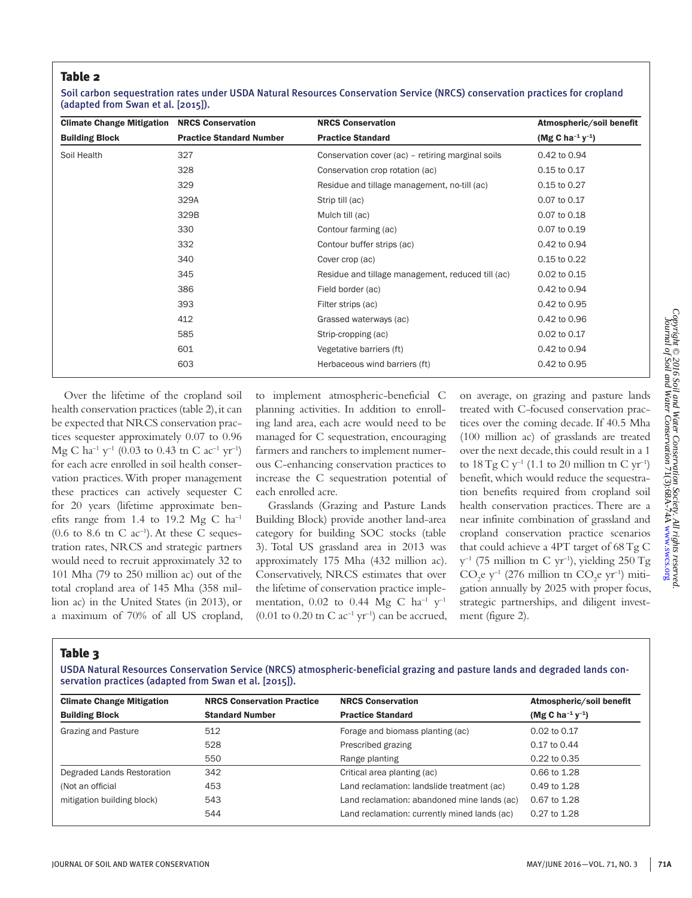### Table 2

Soil carbon sequestration rates under USDA Natural Resources Conservation Service (NRCS) conservation practices for cropland (adapted from Swan et al. [2015]).

| Climate Change Mitigation Building Block | NRCS Conservation Practice Standard Number | NRCS Conservation Practice Standard | Atmospheric/soil benefit ($Mg\ C\ ha^{-1}\ y^{-1}$) |
|---|---|---|---|
| Soil Health | 327 | Conservation cover (ac) – retiring marginal soils | 0.42 to 0.94 |
| | 328 | Conservation crop rotation (ac) | 0.15 to 0.17 |
| | 329 | Residue and tillage management, no-till (ac) | 0.15 to 0.27 |
| | 329A | Strip till (ac) | 0.07 to 0.17 |
| | 329B | Mulch till (ac) | 0.07 to 0.18 |
| | 330 | Contour farming (ac) | 0.07 to 0.19 |
| | 332 | Contour buffer strips (ac) | 0.42 to 0.94 |
| | 340 | Cover crop (ac) | 0.15 to 0.22 |
| | 345 | Residue and tillage management, reduced till (ac) | 0.02 to 0.15 |
| | 386 | Field border (ac) | 0.42 to 0.94 |
| | 393 | Filter strips (ac) | 0.42 to 0.95 |
| | 412 | Grassed waterways (ac) | 0.42 to 0.96 |
| | 585 | Strip-cropping (ac) | 0.02 to 0.17 |
| | 601 | Vegetative barriers (ft) | 0.42 to 0.94 |
| | 603 | Herbaceous wind barriers (ft) | 0.42 to 0.95 |

Over the lifetime of the cropland soil health conservation practices (table 2), it can be expected that NRCS conservation practices sequester approximately 0.07 to 0.96 $Mg\ C\ ha^{-1}\ y^{-1}$ (0.03 to 0.43 $tn\ C\ ac^{-1}\ yr^{-1}$) for each acre enrolled in soil health conservation practices. With proper management these practices can actively sequester C for 20 years (lifetime approximate benefits range from 1.4 to 19.2 $Mg\ C\ ha^{-1}$ (0.6 to 8.6 $tn\ C\ ac^{-1}$). At these C sequestration rates, NRCS and strategic partners would need to recruit approximately 32 to 101 Mha (79 to 250 million ac) out of the total cropland area of 145 Mha (358 million ac) in the United States (in 2013), or a maximum of 70% of all US cropland, to implement atmospheric-beneficial C planning activities. In addition to enrolling land area, each acre would need to be managed for C sequestration, encouraging farmers and ranchers to implement numerous C-enhancing conservation practices to increase the C sequestration potential of each enrolled acre.

Grasslands (Grazing and Pasture Lands Building Block) provide another land-area category for building SOC stocks (table 3). Total US grassland area in 2013 was approximately 175 Mha (432 million ac). Conservatively, NRCS estimates that over the lifetime of conservation practice implementation, 0.02 to 0.44 $Mg\ C\ ha^{-1}\ y^{-1}$ (0.01 to 0.20 $tn\ C\ ac^{-1}\ yr^{-1}$) can be accrued, on average, on grazing and pasture lands treated with C-focused conservation practices over the coming decade. If 40.5 Mha (100 million ac) of grasslands are treated over the next decade, this could result in a 1 to 18 $Tg\ C\ y^{-1}$ (1.1 to 20 million $tn\ C\ yr^{-1}$) benefit, which would reduce the sequestration benefits required from cropland soil health conservation practices. There are a near infinite combination of grassland and cropland conservation practice scenarios that could achieve a 4PT target of 68 $Tg\ C\ y^{-1}$ (75 million $tn\ C\ yr^{-1}$), yielding 250 $Tg\ CO_2e\ y^{-1}$ (276 million $tn\ CO_2e\ yr^{-1}$) mitigation annually by 2025 with proper focus, strategic partnerships, and diligent investment (figure 2).

### Table 3

USDA Natural Resources Conservation Service (NRCS) atmospheric-beneficial grazing and pasture lands and degraded lands conservation practices (adapted from Swan et al. [2015]).

| Climate Change Mitigation Building Block | NRCS Conservation Practice Standard Number | NRCS Conservation Practice Standard | Atmospheric/soil benefit ($Mg\ C\ ha^{-1}\ y^{-1}$) |
|---|---|---|---|
| Grazing and Pasture | 512 | Forage and biomass planting (ac) | 0.02 to 0.17 |
| | 528 | Prescribed grazing | 0.17 to 0.44 |
| | 550 | Range planting | 0.22 to 0.35 |
| Degraded Lands Restoration | 342 | Critical area planting (ac) | 0.66 to 1.28 |
| (Not an official | 453 | Land reclamation: landslide treatment (ac) | 0.49 to 1.28 |
| mitigation building block) | 543 | Land reclamation: abandoned mine lands (ac) | 0.67 to 1.28 |
| | 544 | Land reclamation: currently mined lands (ac) | 0.27 to 1.28 |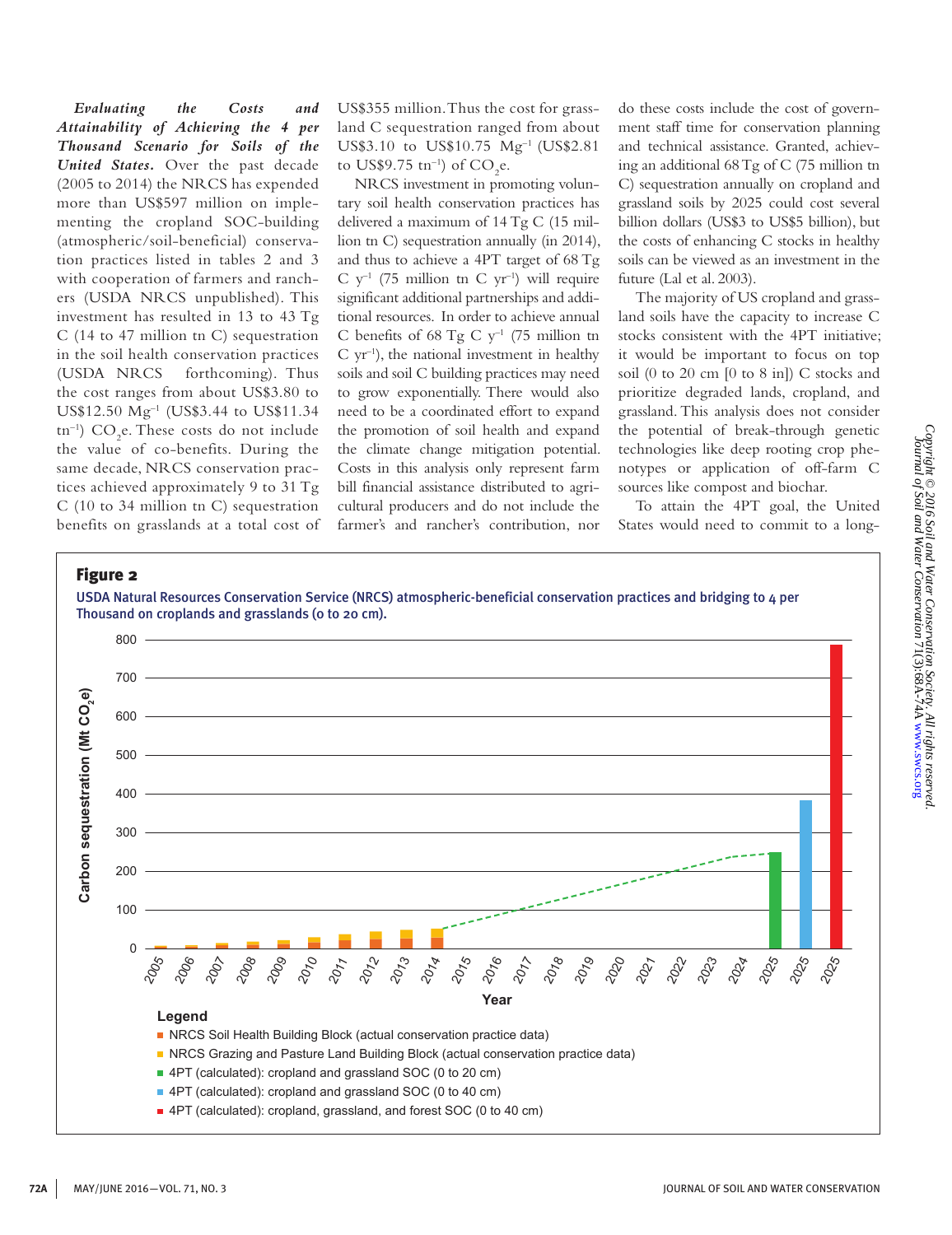***Evaluating the Costs and Attainability of Achieving the 4 per Thousand Scenario for Soils of the United States.*** Over the past decade (2005 to 2014) the NRCS has expended more than US\$597 million on implementing the cropland SOC-building (atmospheric/soil-beneficial) conservation practices listed in tables 2 and 3 with cooperation of farmers and ranchers (USDA NRCS unpublished). This investment has resulted in 13 to 43 Tg C (14 to 47 million tn C) sequestration in the soil health conservation practices (USDA NRCS forthcoming). Thus the cost ranges from about US\$3.80 to US\$12.50 $Mg^{-1}$ (US\$3.44 to US\$11.34 $tn^{-1}$) $CO_2e$. These costs do not include the value of co-benefits. During the same decade, NRCS conservation practices achieved approximately 9 to 31 Tg C (10 to 34 million tn C) sequestration benefits on grasslands at a total cost of US\$355 million. Thus the cost for grassland C sequestration ranged from about US\$3.10 to US\$10.75 $Mg^{-1}$ (US\$2.81 to US\$9.75 $tn^{-1}$) of $CO_2e$.

NRCS investment in promoting voluntary soil health conservation practices has delivered a maximum of 14 Tg C (15 million tn C) sequestration annually (in 2014), and thus to achieve a 4PT target of 68 Tg C $y^{-1}$ (75 million tn C $yr^{-1}$) will require significant additional partnerships and additional resources. In order to achieve annual C benefits of 68 Tg C $y^{-1}$ (75 million tn C $yr^{-1}$), the national investment in healthy soils and soil C building practices may need to grow exponentially. There would also need to be a coordinated effort to expand the promotion of soil health and expand the climate change mitigation potential. Costs in this analysis only represent farm bill financial assistance distributed to agricultural producers and do not include the farmer's and rancher's contribution, nor do these costs include the cost of government staff time for conservation planning and technical assistance. Granted, achieving an additional 68 Tg of C (75 million tn C) sequestration annually on cropland and grassland soils by 2025 could cost several billion dollars (US\$3 to US\$5 billion), but the costs of enhancing C stocks in healthy soils can be viewed as an investment in the future (Lal et al. 2003).

The majority of US cropland and grassland soils have the capacity to increase C stocks consistent with the 4PT initiative; it would be important to focus on top soil (0 to 20 cm [0 to 8 in]) C stocks and prioritize degraded lands, cropland, and grassland. This analysis does not consider the potential of break-through genetic technologies like deep rooting crop phenotypes or application of off-farm C sources like compost and biochar.

To attain the 4PT goal, the United States would need to commit to a long-

**Figure 2**

USDA Natural Resources Conservation Service (NRCS) atmospheric-beneficial conservation practices and bridging to 4 per Thousand on croplands and grasslands (0 to 20 cm).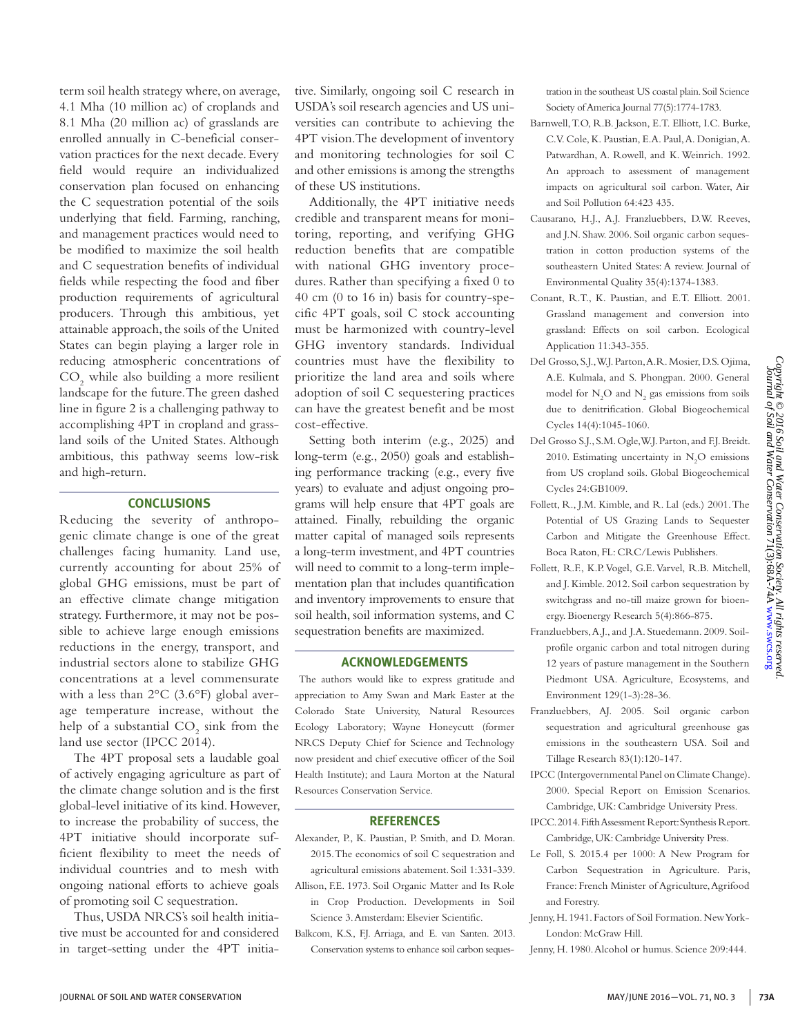term soil health strategy where, on average, 4.1 Mha (10 million ac) of croplands and 8.1 Mha (20 million ac) of grasslands are enrolled annually in C-beneficial conservation practices for the next decade. Every field would require an individualized conservation plan focused on enhancing the C sequestration potential of the soils underlying that field. Farming, ranching, and management practices would need to be modified to maximize the soil health and C sequestration benefits of individual fields while respecting the food and fiber production requirements of agricultural producers. Through this ambitious, yet attainable approach, the soils of the United States can begin playing a larger role in reducing atmospheric concentrations of $CO_2$ while also building a more resilient landscape for the future. The green dashed line in figure 2 is a challenging pathway to accomplishing 4PT in cropland and grassland soils of the United States. Although ambitious, this pathway seems low-risk and high-return.

## CONCLUSIONS

Reducing the severity of anthropogenic climate change is one of the great challenges facing humanity. Land use, currently accounting for about 25% of global GHG emissions, must be part of an effective climate change mitigation strategy. Furthermore, it may not be possible to achieve large enough emissions reductions in the energy, transport, and industrial sectors alone to stabilize GHG concentrations at a level commensurate with a less than 2°C (3.6°F) global average temperature increase, without the help of a substantial $CO_2$ sink from the land use sector (IPCC 2014).

The 4PT proposal sets a laudable goal of actively engaging agriculture as part of the climate change solution and is the first global-level initiative of its kind. However, to increase the probability of success, the 4PT initiative should incorporate sufficient flexibility to meet the needs of individual countries and to mesh with ongoing national efforts to achieve goals of promoting soil C sequestration.

Thus, USDA NRCS's soil health initiative must be accounted for and considered in target-setting under the 4PT initiative. Similarly, ongoing soil C research in USDA's soil research agencies and US universities can contribute to achieving the 4PT vision. The development of inventory and monitoring technologies for soil C and other emissions is among the strengths of these US institutions.

Additionally, the 4PT initiative needs credible and transparent means for monitoring, reporting, and verifying GHG reduction benefits that are compatible with national GHG inventory procedures. Rather than specifying a fixed 0 to 40 cm (0 to 16 in) basis for country-specific 4PT goals, soil C stock accounting must be harmonized with country-level GHG inventory standards. Individual countries must have the flexibility to prioritize the land area and soils where adoption of soil C sequestering practices can have the greatest benefit and be most cost-effective.

Setting both interim (e.g., 2025) and long-term (e.g., 2050) goals and establishing performance tracking (e.g., every five years) to evaluate and adjust ongoing programs will help ensure that 4PT goals are attained. Finally, rebuilding the organic matter capital of managed soils represents a long-term investment, and 4PT countries will need to commit to a long-term implementation plan that includes quantification and inventory improvements to ensure that soil health, soil information systems, and C sequestration benefits are maximized.

## ACKNOWLEDGEMENTS

The authors would like to express gratitude and appreciation to Amy Swan and Mark Easter at the Colorado State University, Natural Resources Ecology Laboratory; Wayne Honeycutt (former NRCS Deputy Chief for Science and Technology now president and chief executive officer of the Soil Health Institute); and Laura Morton at the Natural Resources Conservation Service.

## REFERENCES

Alexander, P., K. Paustian, P. Smith, and D. Moran. 2015. The economics of soil C sequestration and agricultural emissions abatement. Soil 1:331-339.

Allison, F.E. 1973. Soil Organic Matter and Its Role in Crop Production. Developments in Soil Science 3. Amsterdam: Elsevier Scientific.

Balkcom, K.S., F.J. Arriaga, and E. van Santen. 2013. Conservation systems to enhance soil carbon sequestration in the southeast US coastal plain. Soil Science Society of America Journal 77(5):1774-1783.

Barnwell, T.O, R.B. Jackson, E.T. Elliott, I.C. Burke, C.V. Cole, K. Paustian, E.A. Paul, A. Donigian, A. Patwardhan, A. Rowell, and K. Weinrich. 1992. An approach to assessment of management impacts on agricultural soil carbon. Water, Air and Soil Pollution 64:423 435.

Causarano, H.J., A.J. Franzluebbers, D.W. Reeves, and J.N. Shaw. 2006. Soil organic carbon sequestration in cotton production systems of the southeastern United States: A review. Journal of Environmental Quality 35(4):1374-1383.

Conant, R.T., K. Paustian, and E.T. Elliott. 2001. Grassland management and conversion into grassland: Effects on soil carbon. Ecological Application 11:343-355.

Del Grosso, S.J., W.J. Parton, A.R. Mosier, D.S. Ojima, A.E. Kulmala, and S. Phongpan. 2000. General model for $N_2O$ and $N_2$ gas emissions from soils due to denitrification. Global Biogeochemical Cycles 14(4):1045-1060.

Del Grosso S.J., S.M. Ogle, W.J. Parton, and F.J. Breidt. 2010. Estimating uncertainty in $N_2O$ emissions from US cropland soils. Global Biogeochemical Cycles 24:GB1009.

Follett, R., J.M. Kimble, and R. Lal (eds.) 2001. The Potential of US Grazing Lands to Sequester Carbon and Mitigate the Greenhouse Effect. Boca Raton, FL: CRC/Lewis Publishers.

Follett, R.F., K.P. Vogel, G.E. Varvel, R.B. Mitchell, and J. Kimble. 2012. Soil carbon sequestration by switchgrass and no-till maize grown for bioenergy. Bioenergy Research 5(4):866-875.

Franzluebbers, A.J., and J.A. Stuedemann. 2009. Soil-profile organic carbon and total nitrogen during 12 years of pasture management in the Southern Piedmont USA. Agriculture, Ecosystems, and Environment 129(1-3):28-36.

Franzluebbers, AJ. 2005. Soil organic carbon sequestration and agricultural greenhouse gas emissions in the southeastern USA. Soil and Tillage Research 83(1):120-147.

IPCC (Intergovernmental Panel on Climate Change). 2000. Special Report on Emission Scenarios. Cambridge, UK: Cambridge University Press.

IPCC. 2014. Fifth Assessment Report: Synthesis Report. Cambridge, UK: Cambridge University Press.

Le Foll, S. 2015.4 per 1000: A New Program for Carbon Sequestration in Agriculture. Paris, France: French Minister of Agriculture, Agrifood and Forestry.

Jenny, H. 1941. Factors of Soil Formation. New York-London: McGraw Hill.

Jenny, H. 1980. Alcohol or humus. Science 209:444.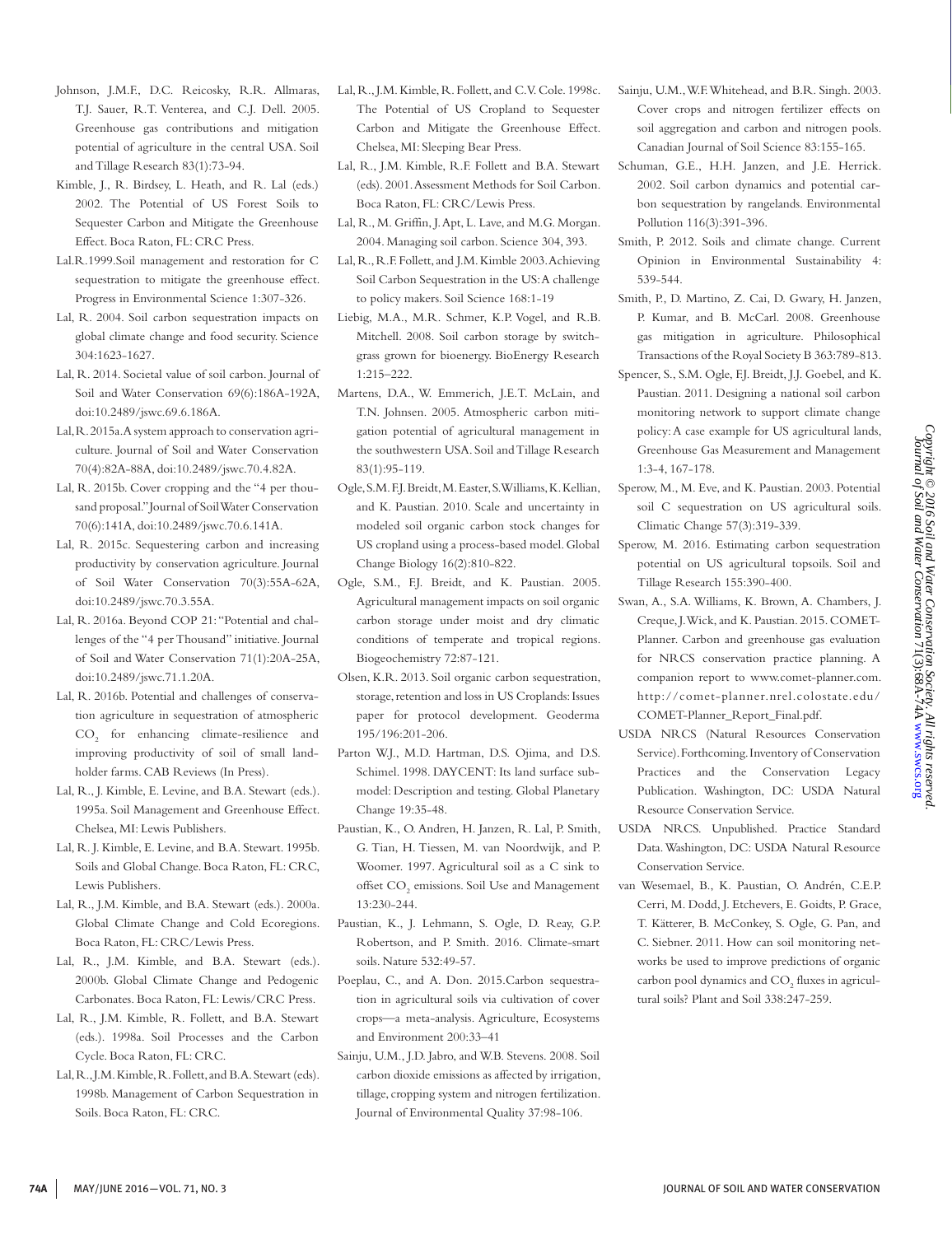Johnson, J.M.F., D.C. Reicosky, R.R. Allmaras, T.J. Sauer, R.T. Venterea, and C.J. Dell. 2005. Greenhouse gas contributions and mitigation potential of agriculture in the central USA. Soil and Tillage Research 83(1):73-94.

Kimble, J., R. Birdsey, L. Heath, and R. Lal (eds.) 2002. The Potential of US Forest Soils to Sequester Carbon and Mitigate the Greenhouse Effect. Boca Raton, FL: CRC Press.

Lal.R.1999.Soil management and restoration for C sequestration to mitigate the greenhouse effect. Progress in Environmental Science 1:307-326.

Lal, R. 2004. Soil carbon sequestration impacts on global climate change and food security. Science 304:1623-1627.

Lal, R. 2014. Societal value of soil carbon. Journal of Soil and Water Conservation 69(6):186A-192A, doi:10.2489/jswc.69.6.186A.

Lal, R. 2015a. A system approach to conservation agriculture. Journal of Soil and Water Conservation 70(4):82A-88A, doi:10.2489/jswc.70.4.82A.

Lal, R. 2015b. Cover cropping and the "4 per thousand proposal." Journal of Soil Water Conservation 70(6):141A, doi:10.2489/jswc.70.6.141A.

Lal, R. 2015c. Sequestering carbon and increasing productivity by conservation agriculture. Journal of Soil Water Conservation 70(3):55A-62A, doi:10.2489/jswc.70.3.55A.

Lal, R. 2016a. Beyond COP 21: "Potential and challenges of the "4 per Thousand" initiative. Journal of Soil and Water Conservation 71(1):20A-25A, doi:10.2489/jswc.71.1.20A.

Lal, R. 2016b. Potential and challenges of conservation agriculture in sequestration of atmospheric $CO_2$ for enhancing climate-resilience and improving productivity of soil of small landholder farms. CAB Reviews (In Press).

Lal, R., J. Kimble, E. Levine, and B.A. Stewart (eds.). 1995a. Soil Management and Greenhouse Effect. Chelsea, MI: Lewis Publishers.

Lal, R. J. Kimble, E. Levine, and B.A. Stewart. 1995b. Soils and Global Change. Boca Raton, FL: CRC, Lewis Publishers.

Lal, R., J.M. Kimble, and B.A. Stewart (eds.). 2000a. Global Climate Change and Cold Ecoregions. Boca Raton, FL: CRC/Lewis Press.

Lal, R., J.M. Kimble, and B.A. Stewart (eds.). 2000b. Global Climate Change and Pedogenic Carbonates. Boca Raton, FL: Lewis/CRC Press.

Lal, R., J.M. Kimble, R. Follett, and B.A. Stewart (eds.). 1998a. Soil Processes and the Carbon Cycle. Boca Raton, FL: CRC.

Lal, R., J.M. Kimble, R. Follett, and B.A. Stewart (eds). 1998b. Management of Carbon Sequestration in Soils. Boca Raton, FL: CRC.

Lal, R., J.M. Kimble, R. Follett, and C.V. Cole. 1998c. The Potential of US Cropland to Sequester Carbon and Mitigate the Greenhouse Effect. Chelsea, MI: Sleeping Bear Press.

Lal, R., J.M. Kimble, R.F. Follett and B.A. Stewart (eds). 2001. Assessment Methods for Soil Carbon. Boca Raton, FL: CRC/Lewis Press.

Lal, R., M. Griffin, J. Apt, L. Lave, and M.G. Morgan. 2004. Managing soil carbon. Science 304, 393.

Lal, R., R.F. Follett, and J.M. Kimble 2003. Achieving Soil Carbon Sequestration in the US: A challenge to policy makers. Soil Science 168:1-19

Liebig, M.A., M.R. Schmer, K.P. Vogel, and R.B. Mitchell. 2008. Soil carbon storage by switchgrass grown for bioenergy. BioEnergy Research 1:215–222.

Martens, D.A., W. Emmerich, J.E.T. McLain, and T.N. Johnsen. 2005. Atmospheric carbon mitigation potential of agricultural management in the southwestern USA. Soil and Tillage Research 83(1):95-119.

Ogle, S.M. F.J. Breidt, M. Easter, S. Williams, K. Kellian, and K. Paustian. 2010. Scale and uncertainty in modeled soil organic carbon stock changes for US cropland using a process-based model. Global Change Biology 16(2):810-822.

Ogle, S.M., F.J. Breidt, and K. Paustian. 2005. Agricultural management impacts on soil organic carbon storage under moist and dry climatic conditions of temperate and tropical regions. Biogeochemistry 72:87-121.

Olsen, K.R. 2013. Soil organic carbon sequestration, storage, retention and loss in US Croplands: Issues paper for protocol development. Geoderma 195/196:201-206.

Parton W.J., M.D. Hartman, D.S. Ojima, and D.S. Schimel. 1998. DAYCENT: Its land surface submodel: Description and testing. Global Planetary Change 19:35-48.

Paustian, K., O. Andren, H. Janzen, R. Lal, P. Smith, G. Tian, H. Tiessen, M. van Noordwijk, and P. Woomer. 1997. Agricultural soil as a C sink to offset $CO_2$ emissions. Soil Use and Management 13:230-244.

Paustian, K., J. Lehmann, S. Ogle, D. Reay, G.P. Robertson, and P. Smith. 2016. Climate-smart soils. Nature 532:49-57.

Poeplau, C., and A. Don. 2015.Carbon sequestration in agricultural soils via cultivation of cover crops—a meta-analysis. Agriculture, Ecosystems and Environment 200:33–41

Sainju, U.M., J.D. Jabro, and W.B. Stevens. 2008. Soil carbon dioxide emissions as affected by irrigation, tillage, cropping system and nitrogen fertilization. Journal of Environmental Quality 37:98-106.

Sainju, U.M., W.F. Whitehead, and B.R. Singh. 2003. Cover crops and nitrogen fertilizer effects on soil aggregation and carbon and nitrogen pools. Canadian Journal of Soil Science 83:155-165.

Schuman, G.E., H.H. Janzen, and J.E. Herrick. 2002. Soil carbon dynamics and potential carbon sequestration by rangelands. Environmental Pollution 116(3):391-396.

Smith, P. 2012. Soils and climate change. Current Opinion in Environmental Sustainability 4: 539-544.

Smith, P., D. Martino, Z. Cai, D. Gwary, H. Janzen, P. Kumar, and B. McCarl. 2008. Greenhouse gas mitigation in agriculture. Philosophical Transactions of the Royal Society B 363:789-813.

Spencer, S., S.M. Ogle, F.J. Breidt, J.J. Goebel, and K. Paustian. 2011. Designing a national soil carbon monitoring network to support climate change policy: A case example for US agricultural lands, Greenhouse Gas Measurement and Management 1:3-4, 167-178.

Sperow, M., M. Eve, and K. Paustian. 2003. Potential soil C sequestration on US agricultural soils. Climatic Change 57(3):319-339.

Sperow, M. 2016. Estimating carbon sequestration potential on US agricultural topsoils. Soil and Tillage Research 155:390-400.

Swan, A., S.A. Williams, K. Brown, A. Chambers, J. Creque, J. Wick, and K. Paustian. 2015. COMET-Planner. Carbon and greenhouse gas evaluation for NRCS conservation practice planning. A companion report to www.comet-planner.com. http://comet-planner.nrel.colostate.edu/COMET-Planner_Report_Final.pdf.

USDA NRCS (Natural Resources Conservation Service). Forthcoming. Inventory of Conservation Practices and the Conservation Legacy Publication. Washington, DC: USDA Natural Resource Conservation Service.

USDA NRCS. Unpublished. Practice Standard Data. Washington, DC: USDA Natural Resource Conservation Service.

van Wesemael, B., K. Paustian, O. Andrén, C.E.P. Cerri, M. Dodd, J. Etchevers, E. Goidts, P. Grace, T. Kätterer, B. McConkey, S. Ogle, G. Pan, and C. Siebner. 2011. How can soil monitoring networks be used to improve predictions of organic carbon pool dynamics and $CO_2$ fluxes in agricultural soils? Plant and Soil 338:247-259.